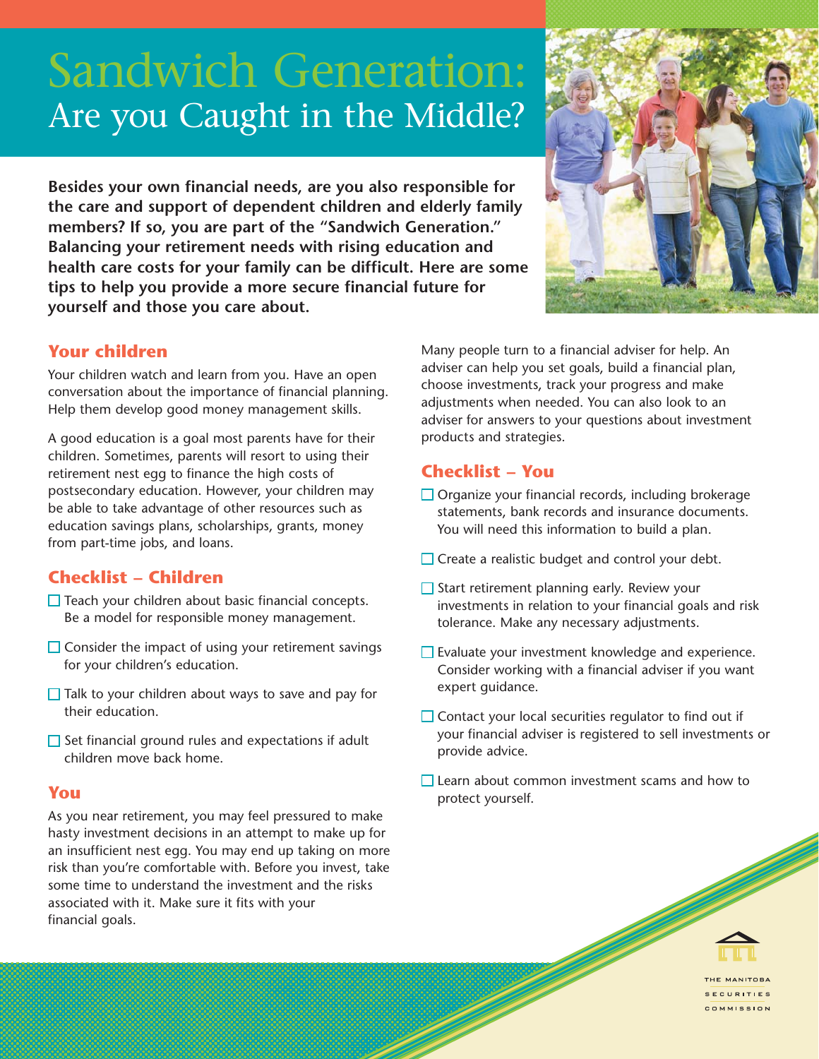# Sandwich Generation: Are you Caught in the Middle?

**Besides your own financial needs, are you also responsible for the care and support of dependent children and elderly family members? If so, you are part of the "Sandwich Generation." Balancing your retirement needs with rising education and health care costs for your family can be difficult. Here are some tips to help you provide a more secure financial future for yourself and those you care about.**

## Your children

Your children watch and learn from you. Have an open conversation about the importance of financial planning. Help them develop good money management skills.

A good education is a goal most parents have for their children. Sometimes, parents will resort to using their retirement nest egg to finance the high costs of postsecondary education. However, your children may be able to take advantage of other resources such as education savings plans, scholarships, grants, money from part-time jobs, and loans.

## Checklist – Children

- ☐ Teach your children about basic financial concepts. Be a model for responsible money management.
- ☐ Consider the impact of using your retirement savings for your children's education.
- ☐ Talk to your children about ways to save and pay for their education.
- ☐ Set financial ground rules and expectations if adult children move back home.

## You

As you near retirement, you may feel pressured to make hasty investment decisions in an attempt to make up for an insufficient nest egg. You may end up taking on more risk than you're comfortable with. Before you invest, take some time to understand the investment and the risks associated with it. Make sure it fits with your financial goals.

Many people turn to a financial adviser for help. An adviser can help you set goals, build a financial plan, choose investments, track your progress and make adjustments when needed. You can also look to an adviser for answers to your questions about investment products and strategies.

## Checklist – You

- ☐ Organize your financial records, including brokerage statements, bank records and insurance documents. You will need this information to build a plan.
- ☐ Create a realistic budget and control your debt.
- ☐ Start retirement planning early. Review your investments in relation to your financial goals and risk tolerance. Make any necessary adjustments.
- ☐ Evaluate your investment knowledge and experience. Consider working with a financial adviser if you want expert guidance.
- ☐ Contact your local securities regulator to find out if your financial adviser is registered to sell investments or provide advice.
- ☐ Learn about common investment scams and how to protect yourself.

THE MANITOBA SECURITIES COMMISSION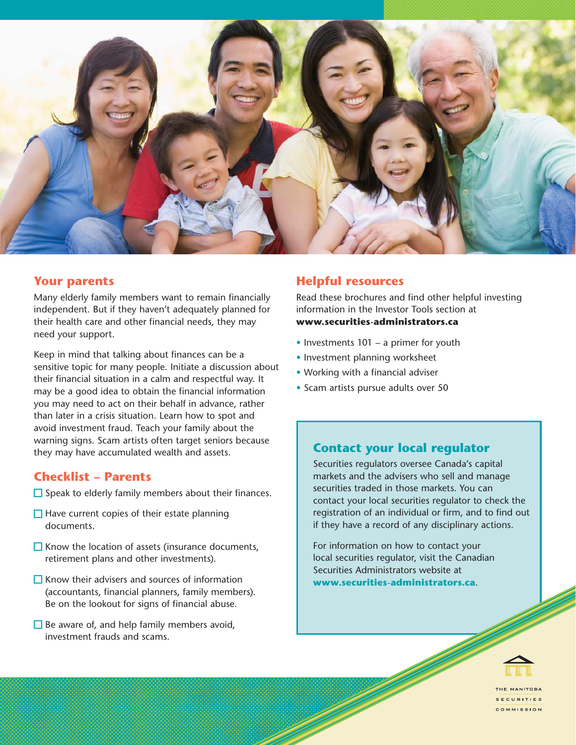## Your parents

Many elderly family members want to remain financially independent. But if they haven't adequately planned for their health care and other financial needs, they may need your support.

Keep in mind that talking about finances can be a sensitive topic for many people. Initiate a discussion about their financial situation in a calm and respectful way. It may be a good idea to obtain the financial information you may need to act on their behalf in advance, rather than later in a crisis situation. Learn how to spot and avoid investment fraud. Teach your family about the warning signs. Scam artists often target seniors because they may have accumulated wealth and assets.

## Checklist – Parents

- ☐ Speak to elderly family members about their finances.
- ☐ Have current copies of their estate planning documents.
- ☐ Know the location of assets (insurance documents, retirement plans and other investments).
- ☐ Know their advisers and sources of information (accountants, financial planners, family members). Be on the lookout for signs of financial abuse.
- ☐ Be aware of, and help family members avoid, investment frauds and scams.

## Helpful resources

Read these brochures and find other helpful investing information in the Investor Tools section at **www.securities-administrators.ca**

- Investments 101 – a primer for youth
- Investment planning worksheet
- Working with a financial adviser
- Scam artists pursue adults over 50

## Contact your local regulator

Securities regulators oversee Canada's capital markets and the advisers who sell and manage securities traded in those markets. You can contact your local securities regulator to check the registration of an individual or firm, and to find out if they have a record of any disciplinary actions.

For information on how to contact your local securities regulator, visit the Canadian Securities Administrators website at **www.securities-administrators.ca**.

THE MANITOBA SECURITIES COMMISSION